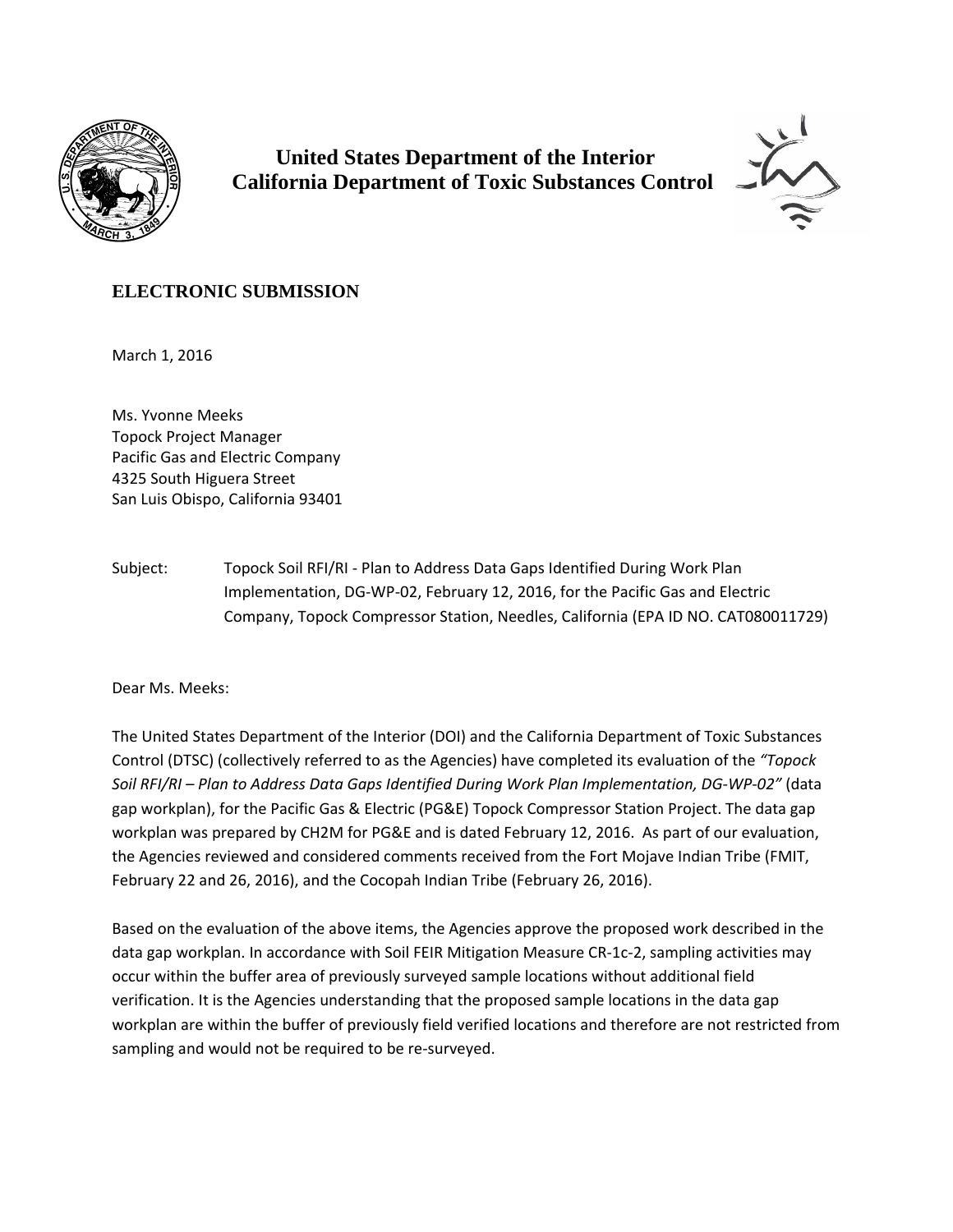**United States Department of the Interior**
**California Department of Toxic Substances Control**

**ELECTRONIC SUBMISSION**

March 1, 2016

Ms. Yvonne Meeks
Topock Project Manager
Pacific Gas and Electric Company
4325 South Higuera Street
San Luis Obispo, California 93401

Subject: Topock Soil RFI/RI - Plan to Address Data Gaps Identified During Work Plan Implementation, DG-WP-02, February 12, 2016, for the Pacific Gas and Electric Company, Topock Compressor Station, Needles, California (EPA ID NO. CAT080011729)

Dear Ms. Meeks:

The United States Department of the Interior (DOI) and the California Department of Toxic Substances Control (DTSC) (collectively referred to as the Agencies) have completed its evaluation of the *"Topock Soil RFI/RI – Plan to Address Data Gaps Identified During Work Plan Implementation, DG-WP-02"* (data gap workplan), for the Pacific Gas & Electric (PG&E) Topock Compressor Station Project. The data gap workplan was prepared by CH2M for PG&E and is dated February 12, 2016. As part of our evaluation, the Agencies reviewed and considered comments received from the Fort Mojave Indian Tribe (FMIT, February 22 and 26, 2016), and the Cocopah Indian Tribe (February 26, 2016).

Based on the evaluation of the above items, the Agencies approve the proposed work described in the data gap workplan. In accordance with Soil FEIR Mitigation Measure CR-1c-2, sampling activities may occur within the buffer area of previously surveyed sample locations without additional field verification. It is the Agencies understanding that the proposed sample locations in the data gap workplan are within the buffer of previously field verified locations and therefore are not restricted from sampling and would not be required to be re-surveyed.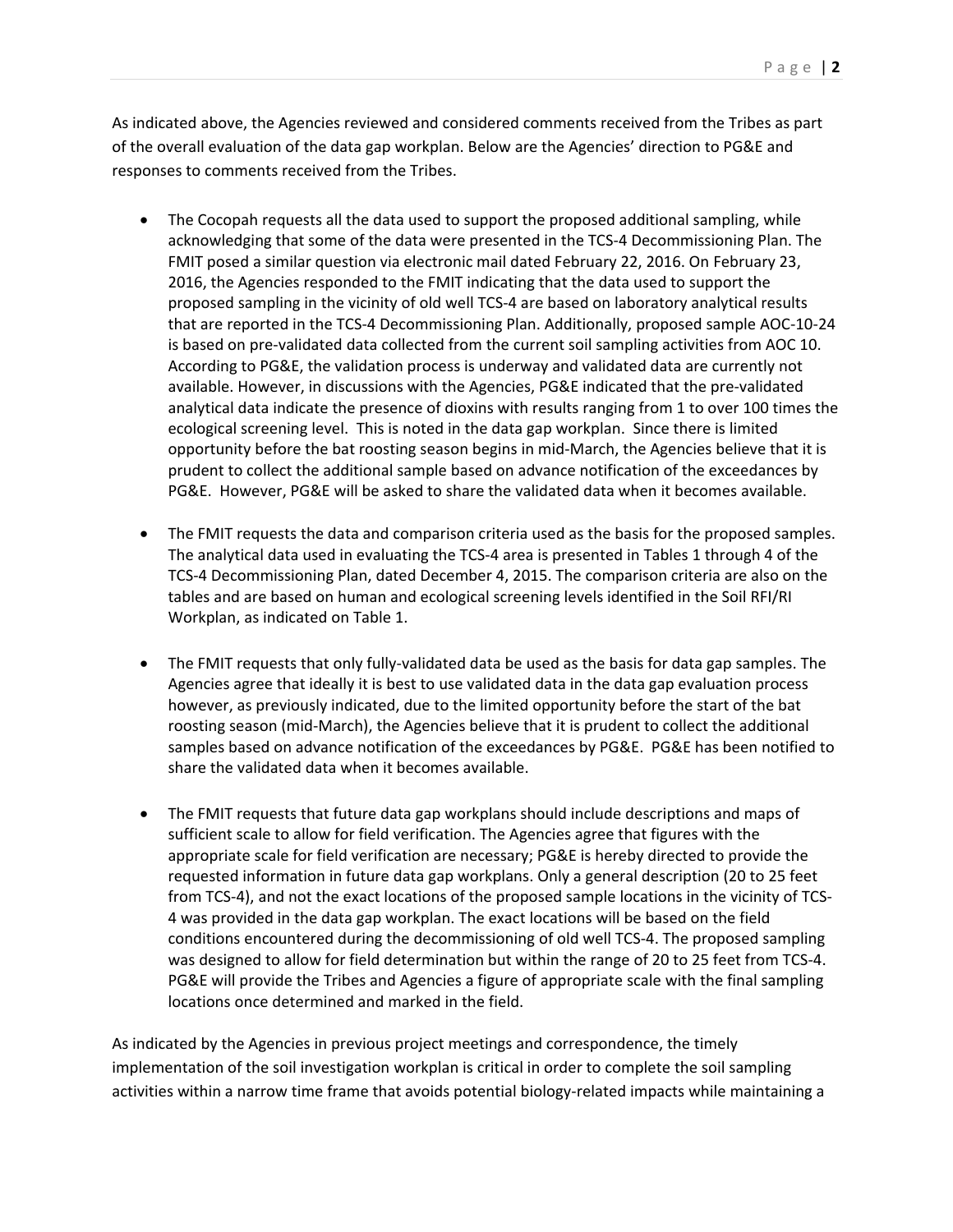As indicated above, the Agencies reviewed and considered comments received from the Tribes as part of the overall evaluation of the data gap workplan. Below are the Agencies' direction to PG&E and responses to comments received from the Tribes.

- The Cocopah requests all the data used to support the proposed additional sampling, while acknowledging that some of the data were presented in the TCS-4 Decommissioning Plan. The FMIT posed a similar question via electronic mail dated February 22, 2016. On February 23, 2016, the Agencies responded to the FMIT indicating that the data used to support the proposed sampling in the vicinity of old well TCS-4 are based on laboratory analytical results that are reported in the TCS-4 Decommissioning Plan. Additionally, proposed sample AOC-10-24 is based on pre-validated data collected from the current soil sampling activities from AOC 10. According to PG&E, the validation process is underway and validated data are currently not available. However, in discussions with the Agencies, PG&E indicated that the pre-validated analytical data indicate the presence of dioxins with results ranging from 1 to over 100 times the ecological screening level. This is noted in the data gap workplan. Since there is limited opportunity before the bat roosting season begins in mid-March, the Agencies believe that it is prudent to collect the additional sample based on advance notification of the exceedances by PG&E. However, PG&E will be asked to share the validated data when it becomes available.

- The FMIT requests the data and comparison criteria used as the basis for the proposed samples. The analytical data used in evaluating the TCS-4 area is presented in Tables 1 through 4 of the TCS-4 Decommissioning Plan, dated December 4, 2015. The comparison criteria are also on the tables and are based on human and ecological screening levels identified in the Soil RFI/RI Workplan, as indicated on Table 1.

- The FMIT requests that only fully-validated data be used as the basis for data gap samples. The Agencies agree that ideally it is best to use validated data in the data gap evaluation process however, as previously indicated, due to the limited opportunity before the start of the bat roosting season (mid-March), the Agencies believe that it is prudent to collect the additional samples based on advance notification of the exceedances by PG&E. PG&E has been notified to share the validated data when it becomes available.

- The FMIT requests that future data gap workplans should include descriptions and maps of sufficient scale to allow for field verification. The Agencies agree that figures with the appropriate scale for field verification are necessary; PG&E is hereby directed to provide the requested information in future data gap workplans. Only a general description (20 to 25 feet from TCS-4), and not the exact locations of the proposed sample locations in the vicinity of TCS-4 was provided in the data gap workplan. The exact locations will be based on the field conditions encountered during the decommissioning of old well TCS-4. The proposed sampling was designed to allow for field determination but within the range of 20 to 25 feet from TCS-4. PG&E will provide the Tribes and Agencies a figure of appropriate scale with the final sampling locations once determined and marked in the field.

As indicated by the Agencies in previous project meetings and correspondence, the timely implementation of the soil investigation workplan is critical in order to complete the soil sampling activities within a narrow time frame that avoids potential biology-related impacts while maintaining a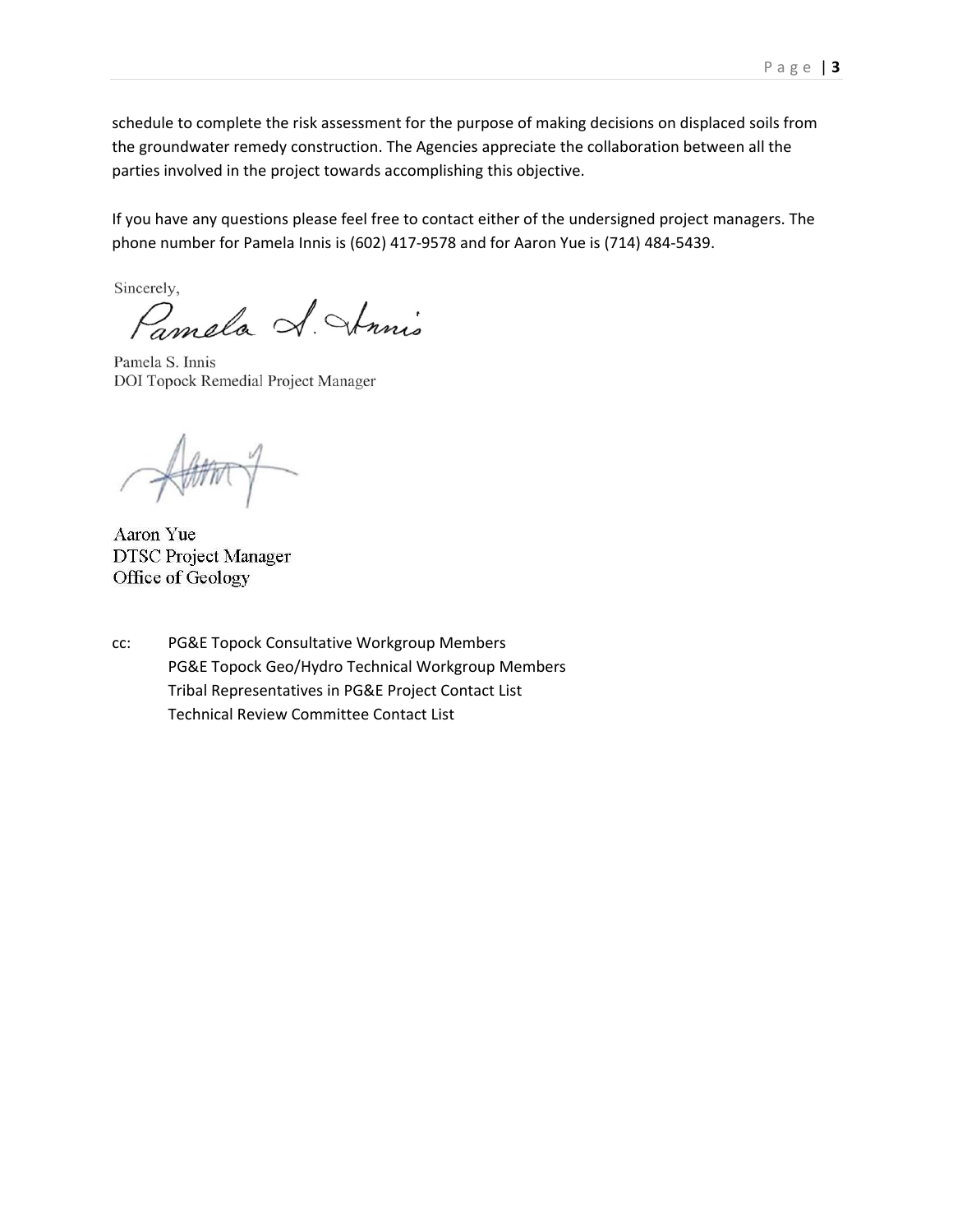schedule to complete the risk assessment for the purpose of making decisions on displaced soils from the groundwater remedy construction. The Agencies appreciate the collaboration between all the parties involved in the project towards accomplishing this objective.

If you have any questions please feel free to contact either of the undersigned project managers. The phone number for Pamela Innis is (602) 417-9578 and for Aaron Yue is (714) 484-5439.

Sincerely,

Pamela S. Innis
DOI Topock Remedial Project Manager

Aaron Yue
DTSC Project Manager
Office of Geology

cc: PG&E Topock Consultative Workgroup Members
PG&E Topock Geo/Hydro Technical Workgroup Members
Tribal Representatives in PG&E Project Contact List
Technical Review Committee Contact List